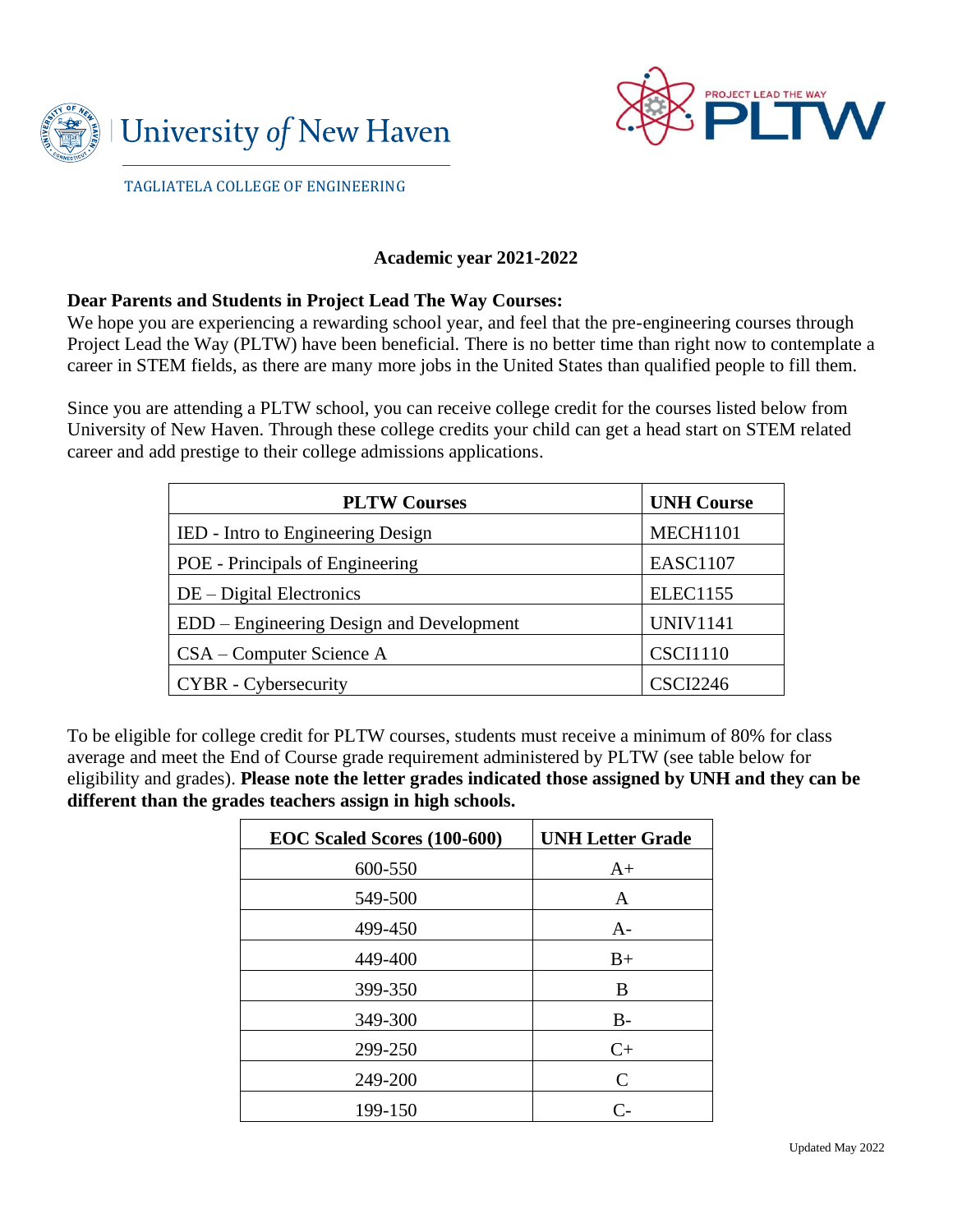University of New Haven

TAGLIATELA COLLEGE OF ENGINEERING

PROJECT LEAD THE WAY PLTW

**Academic year 2021-2022**

**Dear Parents and Students in Project Lead The Way Courses:**
We hope you are experiencing a rewarding school year, and feel that the pre-engineering courses through Project Lead the Way (PLTW) have been beneficial. There is no better time than right now to contemplate a career in STEM fields, as there are many more jobs in the United States than qualified people to fill them.

Since you are attending a PLTW school, you can receive college credit for the courses listed below from University of New Haven. Through these college credits your child can get a head start on STEM related career and add prestige to their college admissions applications.

| PLTW Courses | UNH Course |
|---|---|
| IED - Intro to Engineering Design | MECH1101 |
| POE - Principals of Engineering | EASC1107 |
| DE – Digital Electronics | ELEC1155 |
| EDD – Engineering Design and Development | UNIV1141 |
| CSA – Computer Science A | CSCI1110 |
| CYBR - Cybersecurity | CSCI2246 |

To be eligible for college credit for PLTW courses, students must receive a minimum of 80% for class average and meet the End of Course grade requirement administered by PLTW (see table below for eligibility and grades). **Please note the letter grades indicated those assigned by UNH and they can be different than the grades teachers assign in high schools.**

| EOC Scaled Scores (100-600) | UNH Letter Grade |
|---|---|
| 600-550 | A+ |
| 549-500 | A |
| 499-450 | A- |
| 449-400 | B+ |
| 399-350 | B |
| 349-300 | B- |
| 299-250 | C+ |
| 249-200 | C |
| 199-150 | C- |

Updated May 2022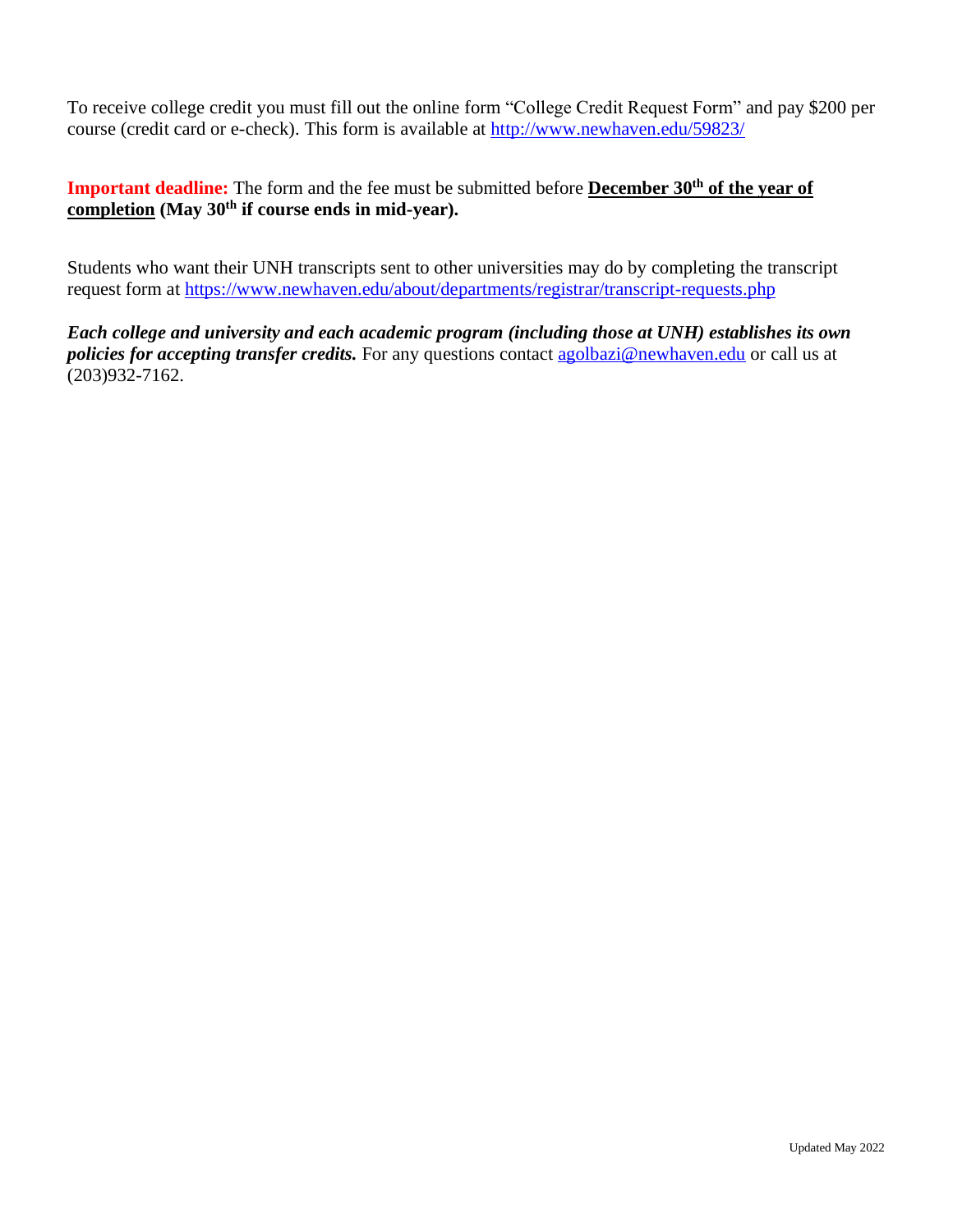To receive college credit you must fill out the online form "College Credit Request Form" and pay $200 per course (credit card or e-check). This form is available at [http://www.newhaven.edu/59823/](http://www.newhaven.edu/59823/)

**Important deadline:** The form and the fee must be submitted before **December 30th of the year of completion (May 30th if course ends in mid-year).**

Students who want their UNH transcripts sent to other universities may do by completing the transcript request form at [https://www.newhaven.edu/about/departments/registrar/transcript-requests.php](https://www.newhaven.edu/about/departments/registrar/transcript-requests.php)

***Each college and university and each academic program (including those at UNH) establishes its own policies for accepting transfer credits.*** For any questions contact [agolbazi@newhaven.edu](mailto:agolbazi@newhaven.edu) or call us at (203)932-7162.

Updated May 2022